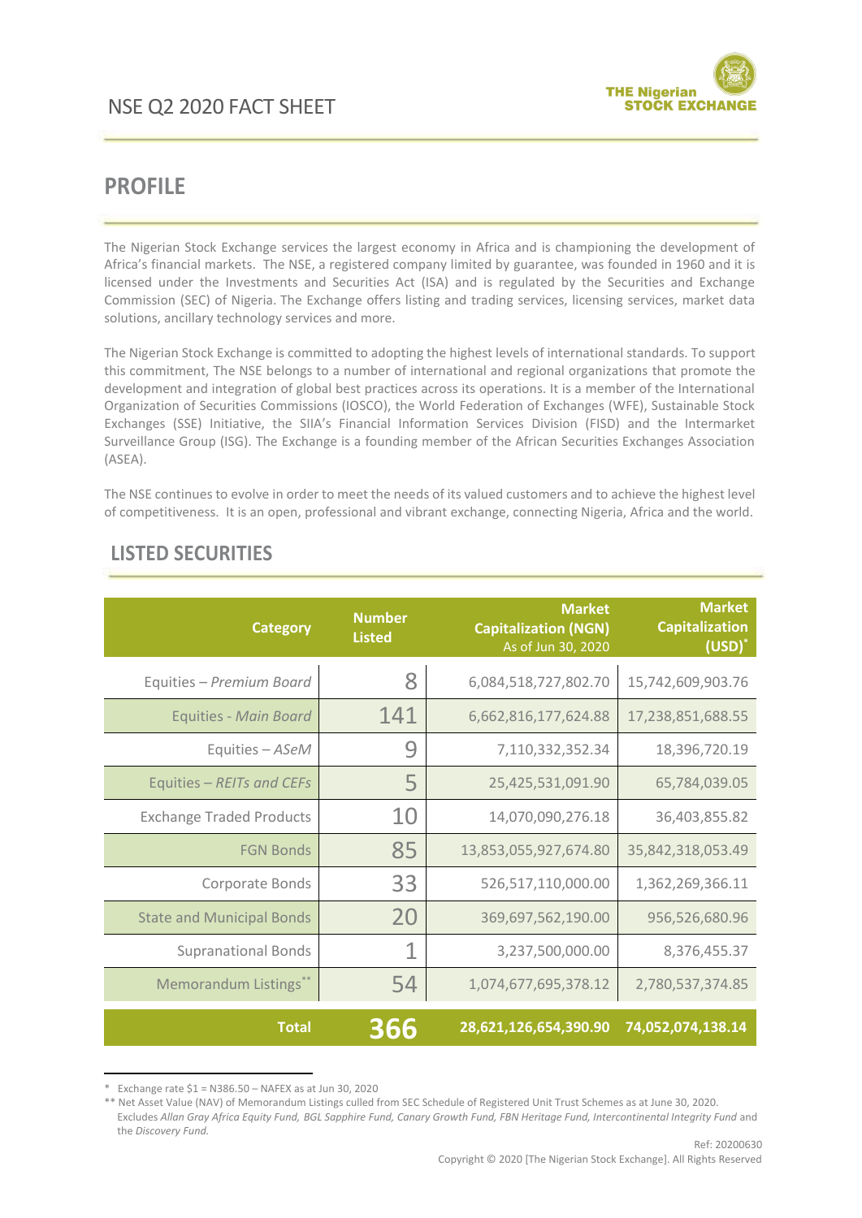# NSE Q2 2020 FACT SHEET

## PROFILE

The Nigerian Stock Exchange services the largest economy in Africa and is championing the development of Africa's financial markets. The NSE, a registered company limited by guarantee, was founded in 1960 and it is licensed under the Investments and Securities Act (ISA) and is regulated by the Securities and Exchange Commission (SEC) of Nigeria. The Exchange offers listing and trading services, licensing services, market data solutions, ancillary technology services and more.

The Nigerian Stock Exchange is committed to adopting the highest levels of international standards. To support this commitment, The NSE belongs to a number of international and regional organizations that promote the development and integration of global best practices across its operations. It is a member of the International Organization of Securities Commissions (IOSCO), the World Federation of Exchanges (WFE), Sustainable Stock Exchanges (SSE) Initiative, the SIIA's Financial Information Services Division (FISD) and the Intermarket Surveillance Group (ISG). The Exchange is a founding member of the African Securities Exchanges Association (ASEA).

The NSE continues to evolve in order to meet the needs of its valued customers and to achieve the highest level of competitiveness. It is an open, professional and vibrant exchange, connecting Nigeria, Africa and the world.

## LISTED SECURITIES

| Category | Number Listed | Market Capitalization (NGN) As of Jun 30, 2020 | Market Capitalization (USD)* |
|---|---|---|---|
| Equities – *Premium Board* | 8 | 6,084,518,727,802.70 | 15,742,609,903.76 |
| Equities - *Main Board* | 141 | 6,662,816,177,624.88 | 17,238,851,688.55 |
| Equities – *ASeM* | 9 | 7,110,332,352.34 | 18,396,720.19 |
| Equities – *REITs and CEFs* | 5 | 25,425,531,091.90 | 65,784,039.05 |
| Exchange Traded Products | 10 | 14,070,090,276.18 | 36,403,855.82 |
| FGN Bonds | 85 | 13,853,055,927,674.80 | 35,842,318,053.49 |
| Corporate Bonds | 33 | 526,517,110,000.00 | 1,362,269,366.11 |
| State and Municipal Bonds | 20 | 369,697,562,190.00 | 956,526,680.96 |
| Supranational Bonds | 1 | 3,237,500,000.00 | 8,376,455.37 |
| Memorandum Listings** | 54 | 1,074,677,695,378.12 | 2,780,537,374.85 |
| **Total** | **366** | **28,621,126,654,390.90** | **74,052,074,138.14** |

\* Exchange rate $1 = N386.50 – NAFEX as at Jun 30, 2020

** Net Asset Value (NAV) of Memorandum Listings culled from SEC Schedule of Registered Unit Trust Schemes as at June 30, 2020. Excludes *Allan Gray Africa Equity Fund, BGL Sapphire Fund, Canary Growth Fund, FBN Heritage Fund, Intercontinental Integrity Fund* and the *Discovery Fund.*

Ref: 20200630

Copyright © 2020 [The Nigerian Stock Exchange]. All Rights Reserved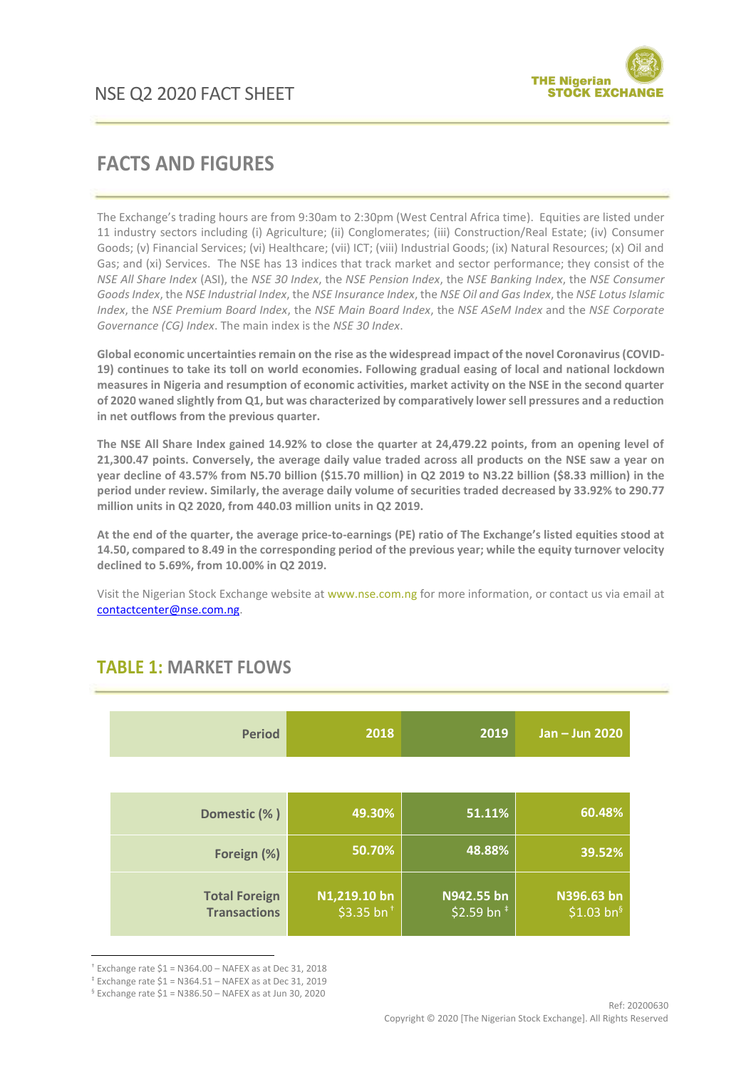## FACTS AND FIGURES

The Exchange's trading hours are from 9:30am to 2:30pm (West Central Africa time). Equities are listed under 11 industry sectors including (i) Agriculture; (ii) Conglomerates; (iii) Construction/Real Estate; (iv) Consumer Goods; (v) Financial Services; (vi) Healthcare; (vii) ICT; (viii) Industrial Goods; (ix) Natural Resources; (x) Oil and Gas; and (xi) Services. The NSE has 13 indices that track market and sector performance; they consist of the *NSE All Share Index* (ASI), the *NSE 30 Index*, the *NSE Pension Index*, the *NSE Banking Index*, the *NSE Consumer Goods Index*, the *NSE Industrial Index*, the *NSE Insurance Index*, the *NSE Oil and Gas Index*, the *NSE Lotus Islamic Index*, the *NSE Premium Board Index*, the *NSE Main Board Index*, the *NSE ASeM Index* and the *NSE Corporate Governance (CG) Index*. The main index is the *NSE 30 Index*.

**Global economic uncertainties remain on the rise as the widespread impact of the novel Coronavirus (COVID-19) continues to take its toll on world economies. Following gradual easing of local and national lockdown measures in Nigeria and resumption of economic activities, market activity on the NSE in the second quarter of 2020 waned slightly from Q1, but was characterized by comparatively lower sell pressures and a reduction in net outflows from the previous quarter.**

**The NSE All Share Index gained 14.92% to close the quarter at 24,479.22 points, from an opening level of 21,300.47 points. Conversely, the average daily value traded across all products on the NSE saw a year on year decline of 43.57% from N5.70 billion ($15.70 million) in Q2 2019 to N3.22 billion ($8.33 million) in the period under review. Similarly, the average daily volume of securities traded decreased by 33.92% to 290.77 million units in Q2 2020, from 440.03 million units in Q2 2019.**

**At the end of the quarter, the average price-to-earnings (PE) ratio of The Exchange's listed equities stood at 14.50, compared to 8.49 in the corresponding period of the previous year; while the equity turnover velocity declined to 5.69%, from 10.00% in Q2 2019.**

Visit the Nigerian Stock Exchange website at www.nse.com.ng for more information, or contact us via email at contactcenter@nse.com.ng.

## TABLE 1: MARKET FLOWS

| Period | 2018 | 2019 | Jan – Jun 2020 |
|---|---|---|---|
| Domestic (% ) | 49.30% | 51.11% | 60.48% |
| Foreign (%) | 50.70% | 48.88% | 39.52% |
| Total Foreign Transactions | N1,219.10 bn<br>$3.35 bn † | N942.55 bn<br>$2.59 bn ‡ | N396.63 bn<br>$1.03 bn§ |

† Exchange rate $1 = N364.00 – NAFEX as at Dec 31, 2018
‡ Exchange rate $1 = N364.51 – NAFEX as at Dec 31, 2019
§ Exchange rate $1 = N386.50 – NAFEX as at Jun 30, 2020

Ref: 20200630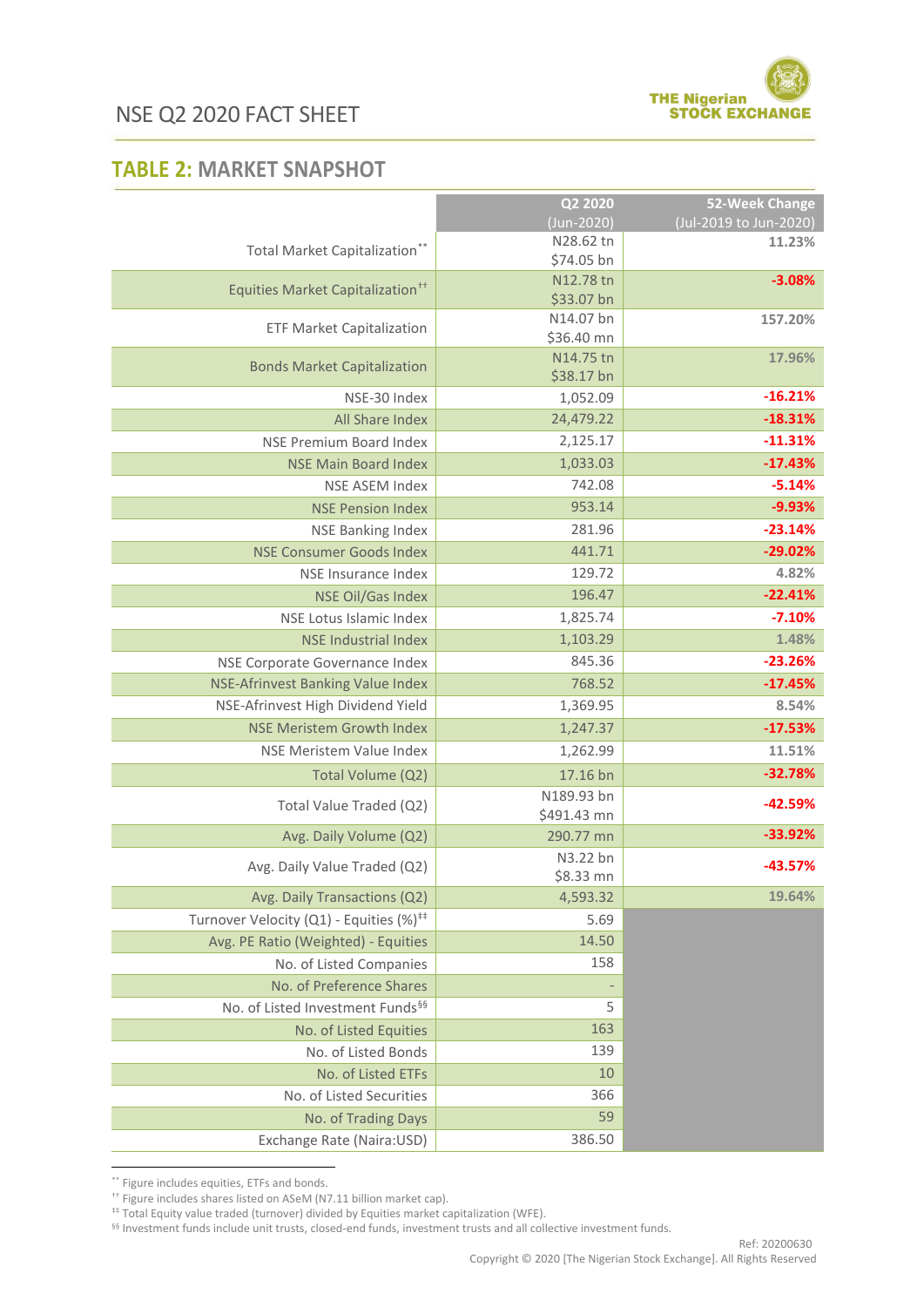## TABLE 2: MARKET SNAPSHOT

| | Q2 2020 (Jun-2020) | 52-Week Change (Jul-2019 to Jun-2020) |
|---|---|---|
| Total Market Capitalization** | N28.62 tn<br>$74.05 bn | 11.23% |
| Equities Market Capitalization†† | N12.78 tn<br>$33.07 bn | -3.08% |
| ETF Market Capitalization | N14.07 bn<br>$36.40 mn | 157.20% |
| Bonds Market Capitalization | N14.75 tn<br>$38.17 bn | 17.96% |
| NSE-30 Index | 1,052.09 | -16.21% |
| All Share Index | 24,479.22 | -18.31% |
| NSE Premium Board Index | 2,125.17 | -11.31% |
| NSE Main Board Index | 1,033.03 | -17.43% |
| NSE ASEM Index | 742.08 | -5.14% |
| NSE Pension Index | 953.14 | -9.93% |
| NSE Banking Index | 281.96 | -23.14% |
| NSE Consumer Goods Index | 441.71 | -29.02% |
| NSE Insurance Index | 129.72 | 4.82% |
| NSE Oil/Gas Index | 196.47 | -22.41% |
| NSE Lotus Islamic Index | 1,825.74 | -7.10% |
| NSE Industrial Index | 1,103.29 | 1.48% |
| NSE Corporate Governance Index | 845.36 | -23.26% |
| NSE-Afrinvest Banking Value Index | 768.52 | -17.45% |
| NSE-Afrinvest High Dividend Yield | 1,369.95 | 8.54% |
| NSE Meristem Growth Index | 1,247.37 | -17.53% |
| NSE Meristem Value Index | 1,262.99 | 11.51% |
| Total Volume (Q2) | 17.16 bn | -32.78% |
| Total Value Traded (Q2) | N189.93 bn<br>$491.43 mn | -42.59% |
| Avg. Daily Volume (Q2) | 290.77 mn | -33.92% |
| Avg. Daily Value Traded (Q2) | N3.22 bn<br>$8.33 mn | -43.57% |
| Avg. Daily Transactions (Q2) | 4,593.32 | 19.64% |
| Turnover Velocity (Q1) - Equities (%)‡‡ | 5.69 | |
| Avg. PE Ratio (Weighted) - Equities | 14.50 | |
| No. of Listed Companies | 158 | |
| No. of Preference Shares | - | |
| No. of Listed Investment Funds§§ | 5 | |
| No. of Listed Equities | 163 | |
| No. of Listed Bonds | 139 | |
| No. of Listed ETFs | 10 | |
| No. of Listed Securities | 366 | |
| No. of Trading Days | 59 | |
| Exchange Rate (Naira:USD) | 386.50 | |

** Figure includes equities, ETFs and bonds.
†† Figure includes shares listed on ASeM (N7.11 billion market cap).
‡‡ Total Equity value traded (turnover) divided by Equities market capitalization (WFE).
§§ Investment funds include unit trusts, closed-end funds, investment trusts and all collective investment funds.

Ref: 20200630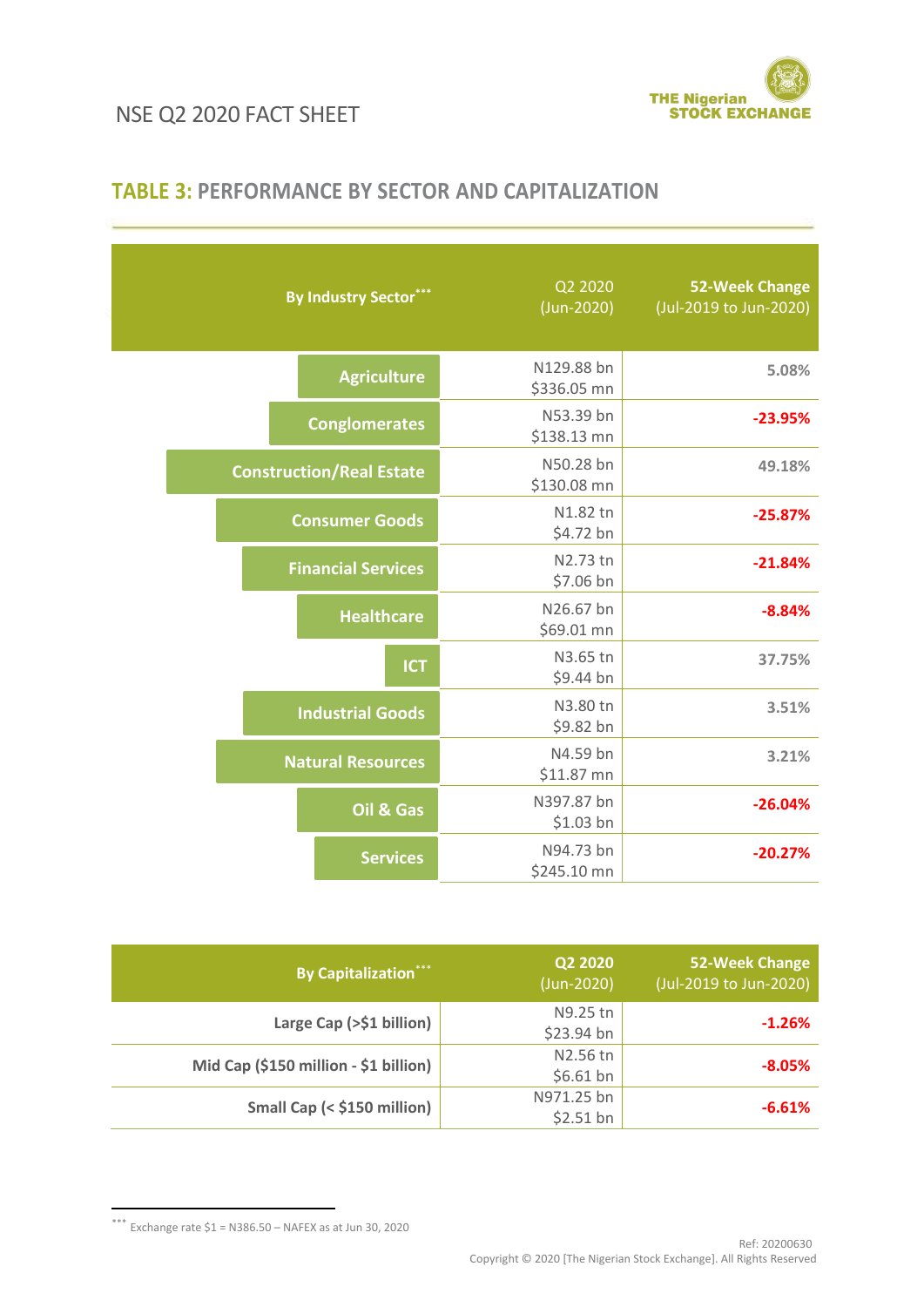NSE Q2 2020 FACT SHEET

THE Nigerian STOCK EXCHANGE

## TABLE 3: PERFORMANCE BY SECTOR AND CAPITALIZATION

| By Industry Sector*** | Q2 2020 (Jun-2020) | 52-Week Change (Jul-2019 to Jun-2020) |
|---|---|---|
| Agriculture | N129.88 bn $336.05 mn | 5.08% |
| Conglomerates | N53.39 bn $138.13 mn | -23.95% |
| Construction/Real Estate | N50.28 bn $130.08 mn | 49.18% |
| Consumer Goods | N1.82 tn $4.72 bn | -25.87% |
| Financial Services | N2.73 tn $7.06 bn | -21.84% |
| Healthcare | N26.67 bn $69.01 mn | -8.84% |
| ICT | N3.65 tn $9.44 bn | 37.75% |
| Industrial Goods | N3.80 tn $9.82 bn | 3.51% |
| Natural Resources | N4.59 bn $11.87 mn | 3.21% |
| Oil & Gas | N397.87 bn $1.03 bn | -26.04% |
| Services | N94.73 bn $245.10 mn | -20.27% |

| By Capitalization*** | Q2 2020 (Jun-2020) | 52-Week Change (Jul-2019 to Jun-2020) |
|---|---|---|
| Large Cap (>$1 billion) | N9.25 tn $23.94 bn | -1.26% |
| Mid Cap ($150 million - $1 billion) | N2.56 tn $6.61 bn | -8.05% |
| Small Cap (< $150 million) | N971.25 bn $2.51 bn | -6.61% |

*** Exchange rate $1 = N386.50 – NAFEX as at Jun 30, 2020

Ref: 20200630

Copyright © 2020 [The Nigerian Stock Exchange]. All Rights Reserved